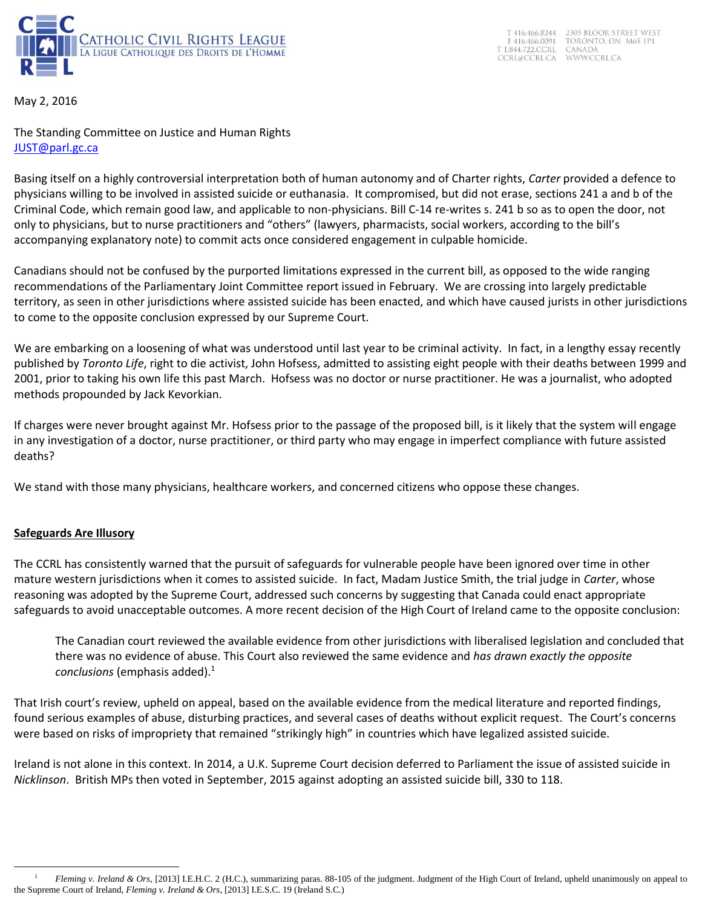CATHOLIC CIVIL RIGHTS LEAGUE
LA LIGUE CATHOLIQUE DES DROITS DE L'HOMME

T 416.466.8244 F 416.466.0091 T 1.844.722.CCRL CCRL@CCRL.CA
2305 BLOOR STREET WEST TORONTO, ON M6S 1P1 CANADA WWW.CCRL.CA

May 2, 2016

The Standing Committee on Justice and Human Rights
JUST@parl.gc.ca

Basing itself on a highly controversial interpretation both of human autonomy and of Charter rights, *Carter* provided a defence to physicians willing to be involved in assisted suicide or euthanasia. It compromised, but did not erase, sections 241 a and b of the Criminal Code, which remain good law, and applicable to non-physicians. Bill C-14 re-writes s. 241 b so as to open the door, not only to physicians, but to nurse practitioners and "others" (lawyers, pharmacists, social workers, according to the bill's accompanying explanatory note) to commit acts once considered engagement in culpable homicide.

Canadians should not be confused by the purported limitations expressed in the current bill, as opposed to the wide ranging recommendations of the Parliamentary Joint Committee report issued in February. We are crossing into largely predictable territory, as seen in other jurisdictions where assisted suicide has been enacted, and which have caused jurists in other jurisdictions to come to the opposite conclusion expressed by our Supreme Court.

We are embarking on a loosening of what was understood until last year to be criminal activity. In fact, in a lengthy essay recently published by *Toronto Life*, right to die activist, John Hofsess, admitted to assisting eight people with their deaths between 1999 and 2001, prior to taking his own life this past March. Hofsess was no doctor or nurse practitioner. He was a journalist, who adopted methods propounded by Jack Kevorkian.

If charges were never brought against Mr. Hofsess prior to the passage of the proposed bill, is it likely that the system will engage in any investigation of a doctor, nurse practitioner, or third party who may engage in imperfect compliance with future assisted deaths?

We stand with those many physicians, healthcare workers, and concerned citizens who oppose these changes.

## <u>Safeguards Are Illusory</u>

The CCRL has consistently warned that the pursuit of safeguards for vulnerable people have been ignored over time in other mature western jurisdictions when it comes to assisted suicide. In fact, Madam Justice Smith, the trial judge in *Carter*, whose reasoning was adopted by the Supreme Court, addressed such concerns by suggesting that Canada could enact appropriate safeguards to avoid unacceptable outcomes. A more recent decision of the High Court of Ireland came to the opposite conclusion:

> The Canadian court reviewed the available evidence from other jurisdictions with liberalised legislation and concluded that there was no evidence of abuse. This Court also reviewed the same evidence and *has drawn exactly the opposite conclusions* (emphasis added).[1]

That Irish court's review, upheld on appeal, based on the available evidence from the medical literature and reported findings, found serious examples of abuse, disturbing practices, and several cases of deaths without explicit request. The Court's concerns were based on risks of impropriety that remained "strikingly high" in countries which have legalized assisted suicide.

Ireland is not alone in this context. In 2014, a U.K. Supreme Court decision deferred to Parliament the issue of assisted suicide in *Nicklinson*. British MPs then voted in September, 2015 against adopting an assisted suicide bill, 330 to 118.

---

[1] *Fleming v. Ireland & Ors*, [2013] I.E.H.C. 2 (H.C.), summarizing paras. 88-105 of the judgment. Judgment of the High Court of Ireland, upheld unanimously on appeal to the Supreme Court of Ireland, *Fleming v. Ireland & Ors*, [2013] I.E.S.C. 19 (Ireland S.C.)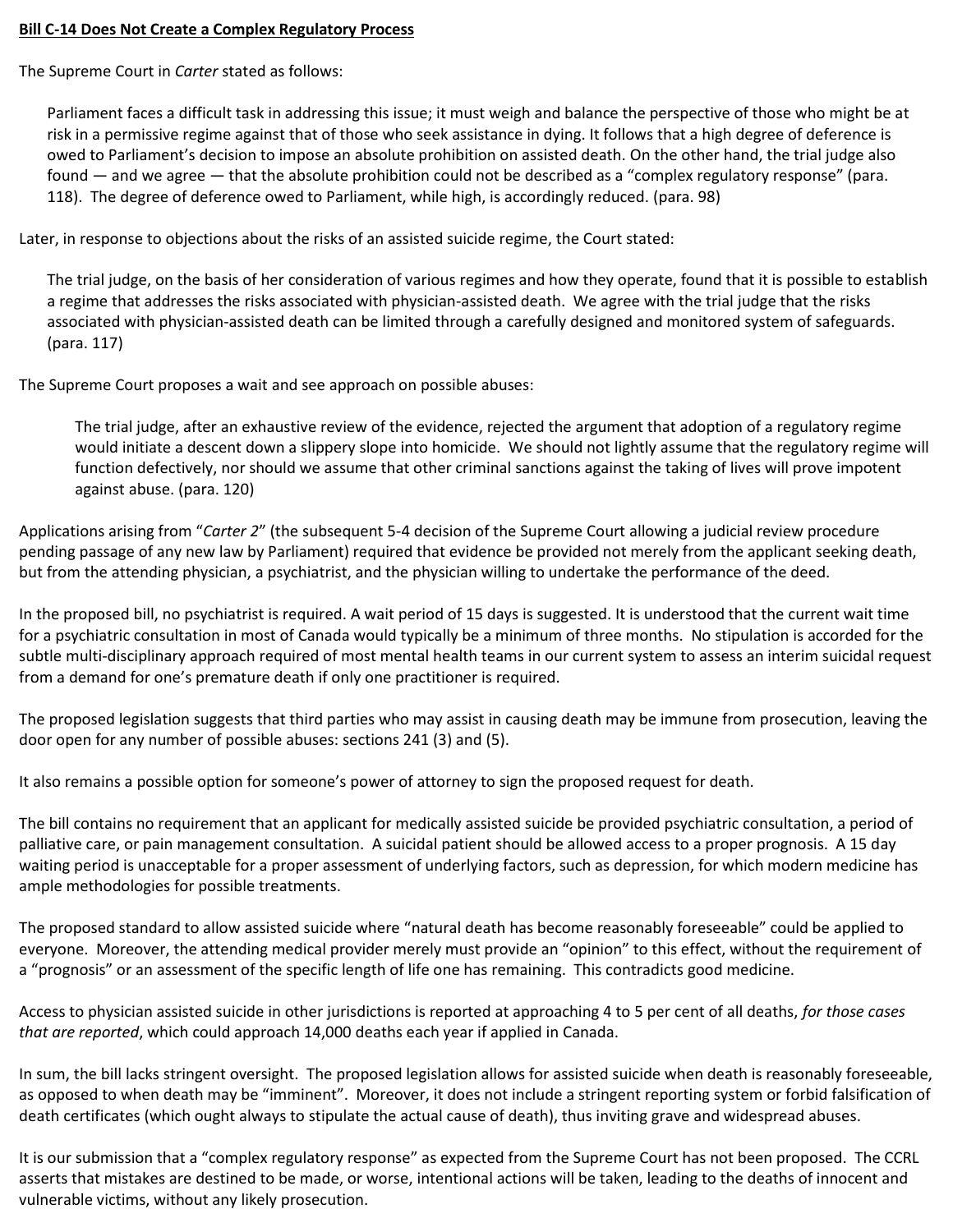**Bill C-14 Does Not Create a Complex Regulatory Process**

The Supreme Court in *Carter* stated as follows:

> Parliament faces a difficult task in addressing this issue; it must weigh and balance the perspective of those who might be at risk in a permissive regime against that of those who seek assistance in dying. It follows that a high degree of deference is owed to Parliament's decision to impose an absolute prohibition on assisted death. On the other hand, the trial judge also found — and we agree — that the absolute prohibition could not be described as a "complex regulatory response" (para. 118). The degree of deference owed to Parliament, while high, is accordingly reduced. (para. 98)

Later, in response to objections about the risks of an assisted suicide regime, the Court stated:

> The trial judge, on the basis of her consideration of various regimes and how they operate, found that it is possible to establish a regime that addresses the risks associated with physician-assisted death. We agree with the trial judge that the risks associated with physician-assisted death can be limited through a carefully designed and monitored system of safeguards. (para. 117)

The Supreme Court proposes a wait and see approach on possible abuses:

> The trial judge, after an exhaustive review of the evidence, rejected the argument that adoption of a regulatory regime would initiate a descent down a slippery slope into homicide. We should not lightly assume that the regulatory regime will function defectively, nor should we assume that other criminal sanctions against the taking of lives will prove impotent against abuse. (para. 120)

Applications arising from "*Carter 2*" (the subsequent 5-4 decision of the Supreme Court allowing a judicial review procedure pending passage of any new law by Parliament) required that evidence be provided not merely from the applicant seeking death, but from the attending physician, a psychiatrist, and the physician willing to undertake the performance of the deed.

In the proposed bill, no psychiatrist is required. A wait period of 15 days is suggested. It is understood that the current wait time for a psychiatric consultation in most of Canada would typically be a minimum of three months. No stipulation is accorded for the subtle multi-disciplinary approach required of most mental health teams in our current system to assess an interim suicidal request from a demand for one's premature death if only one practitioner is required.

The proposed legislation suggests that third parties who may assist in causing death may be immune from prosecution, leaving the door open for any number of possible abuses: sections 241 (3) and (5).

It also remains a possible option for someone's power of attorney to sign the proposed request for death.

The bill contains no requirement that an applicant for medically assisted suicide be provided psychiatric consultation, a period of palliative care, or pain management consultation. A suicidal patient should be allowed access to a proper prognosis. A 15 day waiting period is unacceptable for a proper assessment of underlying factors, such as depression, for which modern medicine has ample methodologies for possible treatments.

The proposed standard to allow assisted suicide where "natural death has become reasonably foreseeable" could be applied to everyone. Moreover, the attending medical provider merely must provide an "opinion" to this effect, without the requirement of a "prognosis" or an assessment of the specific length of life one has remaining. This contradicts good medicine.

Access to physician assisted suicide in other jurisdictions is reported at approaching 4 to 5 per cent of all deaths, *for those cases that are reported*, which could approach 14,000 deaths each year if applied in Canada.

In sum, the bill lacks stringent oversight. The proposed legislation allows for assisted suicide when death is reasonably foreseeable, as opposed to when death may be "imminent". Moreover, it does not include a stringent reporting system or forbid falsification of death certificates (which ought always to stipulate the actual cause of death), thus inviting grave and widespread abuses.

It is our submission that a "complex regulatory response" as expected from the Supreme Court has not been proposed. The CCRL asserts that mistakes are destined to be made, or worse, intentional actions will be taken, leading to the deaths of innocent and vulnerable victims, without any likely prosecution.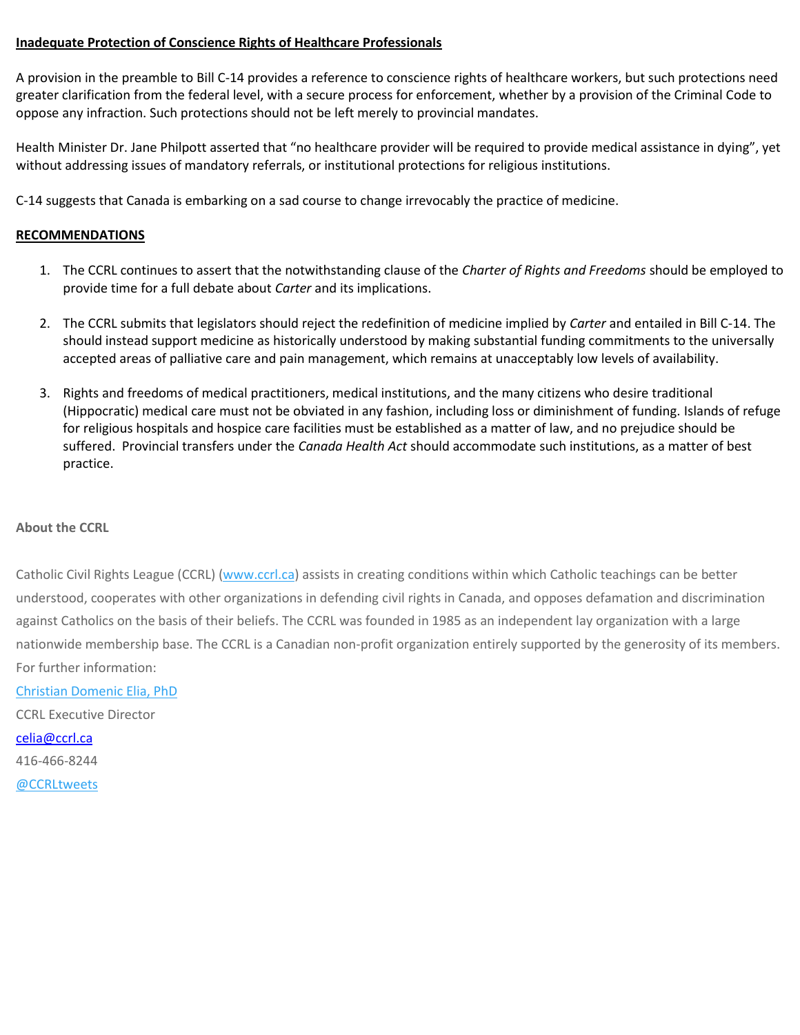**Inadequate Protection of Conscience Rights of Healthcare Professionals**

A provision in the preamble to Bill C-14 provides a reference to conscience rights of healthcare workers, but such protections need greater clarification from the federal level, with a secure process for enforcement, whether by a provision of the Criminal Code to oppose any infraction. Such protections should not be left merely to provincial mandates.

Health Minister Dr. Jane Philpott asserted that "no healthcare provider will be required to provide medical assistance in dying", yet without addressing issues of mandatory referrals, or institutional protections for religious institutions.

C-14 suggests that Canada is embarking on a sad course to change irrevocably the practice of medicine.

**RECOMMENDATIONS**

1. The CCRL continues to assert that the notwithstanding clause of the *Charter of Rights and Freedoms* should be employed to provide time for a full debate about *Carter* and its implications.

2. The CCRL submits that legislators should reject the redefinition of medicine implied by *Carter* and entailed in Bill C-14. The should instead support medicine as historically understood by making substantial funding commitments to the universally accepted areas of palliative care and pain management, which remains at unacceptably low levels of availability.

3. Rights and freedoms of medical practitioners, medical institutions, and the many citizens who desire traditional (Hippocratic) medical care must not be obviated in any fashion, including loss or diminishment of funding. Islands of refuge for religious hospitals and hospice care facilities must be established as a matter of law, and no prejudice should be suffered. Provincial transfers under the *Canada Health Act* should accommodate such institutions, as a matter of best practice.

**About the CCRL**

Catholic Civil Rights League (CCRL) (www.ccrl.ca) assists in creating conditions within which Catholic teachings can be better understood, cooperates with other organizations in defending civil rights in Canada, and opposes defamation and discrimination against Catholics on the basis of their beliefs. The CCRL was founded in 1985 as an independent lay organization with a large nationwide membership base. The CCRL is a Canadian non-profit organization entirely supported by the generosity of its members. For further information:

Christian Domenic Elia, PhD

CCRL Executive Director

celia@ccrl.ca

416-466-8244

@CCRLtweets